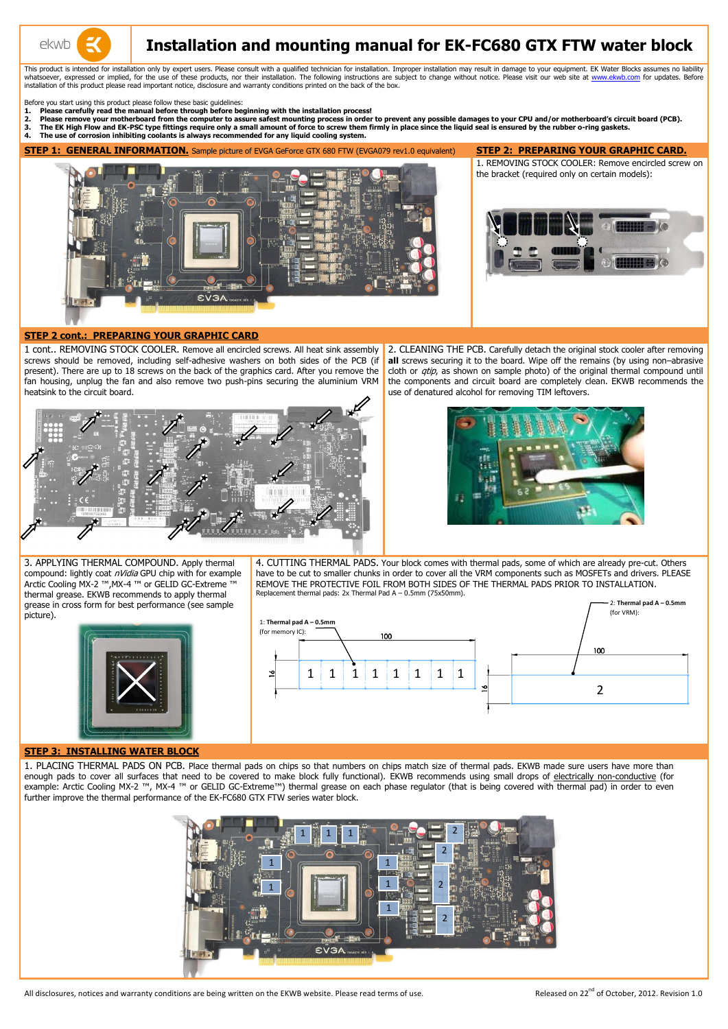# Installation and mounting manual for EK-FC680 GTX FTW water block

This product is intended for installation only by expert users. Please consult with a qualified technician for installation. Improper installation may result in damage to your equipment. EK Water Blocks assumes no liability whatsoever, expressed or implied, for the use of these products, nor their installation. The following instructions are subject to change without notice. Please visit our web site at www.ekwb.com for updates. Before installation of this product please read important notice, disclosure and warranty conditions printed on the back of the box.

Before you start using this product please follow these basic guidelines:

1. **Please carefully read the manual before through before beginning with the installation process!**
2. **Please remove your motherboard from the computer to assure safest mounting process in order to prevent any possible damages to your CPU and/or motherboard's circuit board (PCB).**
3. **The EK High Flow and EK-PSC type fittings require only a small amount of force to screw them firmly in place since the liquid seal is ensured by the rubber o-ring gaskets.**
4. **The use of corrosion inhibiting coolants is always recommended for any liquid cooling system.**

## STEP 1: GENERAL INFORMATION.

Sample picture of EVGA GeForce GTX 680 FTW (EVGA079 rev1.0 equivalent)

## STEP 2: PREPARING YOUR GRAPHIC CARD.

1. REMOVING STOCK COOLER: Remove encircled screw on the bracket (required only on certain models):

## STEP 2 cont.: PREPARING YOUR GRAPHIC CARD

1 cont.. REMOVING STOCK COOLER. Remove all encircled screws. All heat sink assembly screws should be removed, including self-adhesive washers on both sides of the PCB (if present). There are up to 18 screws on the back of the graphics card. After you remove the fan housing, unplug the fan and also remove two push-pins securing the aluminium VRM heatsink to the circuit board.

2. CLEANING THE PCB. Carefully detach the original stock cooler after removing **all** screws securing it to the board. Wipe off the remains (by using non–abrasive cloth or *qtip*, as shown on sample photo) of the original thermal compound until the components and circuit board are completely clean. EKWB recommends the use of denatured alcohol for removing TIM leftovers.

3. APPLYING THERMAL COMPOUND. Apply thermal compound: lightly coat *nVidia* GPU chip with for example Arctic Cooling MX-2 ™,MX-4 ™ or GELID GC-Extreme ™ thermal grease. EKWB recommends to apply thermal grease in cross form for best performance (see sample picture).

4. CUTTING THERMAL PADS. Your block comes with thermal pads, some of which are already pre-cut. Others have to be cut to smaller chunks in order to cover all the VRM components such as MOSFETs and drivers. PLEASE REMOVE THE PROTECTIVE FOIL FROM BOTH SIDES OF THE THERMAL PADS PRIOR TO INSTALLATION.

Replacement thermal pads: 2x Thermal Pad A – 0.5mm (75x50mm).

1: **Thermal pad A – 0.5mm** (for memory IC): 100 x 16

2: **Thermal pad A – 0.5mm** (for VRM): 100 x 16

## STEP 3: INSTALLING WATER BLOCK

1. PLACING THERMAL PADS ON PCB. Place thermal pads on chips so that numbers on chips match size of thermal pads. EKWB made sure users have more than enough pads to cover all surfaces that need to be covered to make block fully functional). EKWB recommends using small drops of electrically non-conductive (for example: Arctic Cooling MX-2 ™, MX-4 ™ or GELID GC-Extreme™) thermal grease on each phase regulator (that is being covered with thermal pad) in order to even further improve the thermal performance of the EK-FC680 GTX FTW series water block.

All disclosures, notices and warranty conditions are being written on the EKWB website. Please read terms of use.

Released on 22nd of October, 2012. Revision 1.0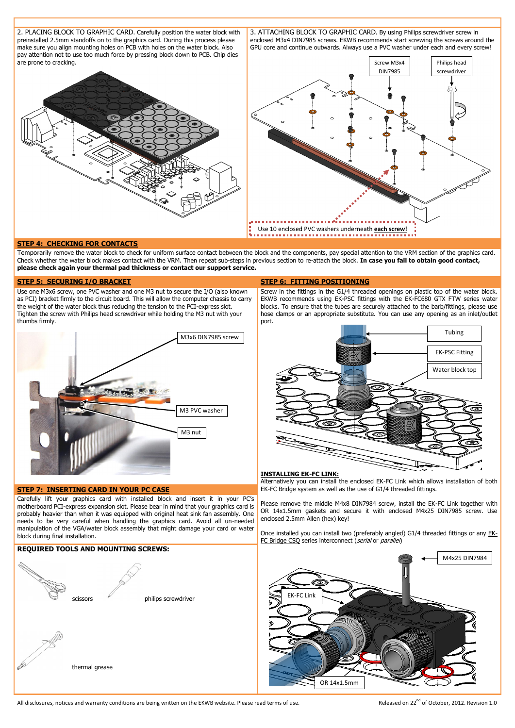2. PLACING BLOCK TO GRAPHIC CARD. Carefully position the water block with preinstalled 2.5mm standoffs on to the graphics card. During this process please make sure you align mounting holes on PCB with holes on the water block. Also pay attention not to use too much force by pressing block down to PCB. Chip dies are prone to cracking.

3. ATTACHING BLOCK TO GRAPHIC CARD. By using Philips screwdriver screw in enclosed M3x4 DIN7985 screws. EKWB recommends start screwing the screws around the GPU core and continue outwards. Always use a PVC washer under each and every screw!

Screw M3x4 DIN7985

Philips head screwdriver

Use 10 enclosed PVC washers underneath **each screw!**

## STEP 4: CHECKING FOR CONTACTS

Temporarily remove the water block to check for uniform surface contact between the block and the components, pay special attention to the VRM section of the graphics card. Check whether the water block makes contact with the VRM. Then repeat sub-steps in previous section to re-attach the block. **In case you fail to obtain good contact, please check again your thermal pad thickness or contact our support service.**

## STEP 5: SECURING I/O BRACKET

Use one M3x6 screw, one PVC washer and one M3 nut to secure the I/O (also known as PCI) bracket firmly to the circuit board. This will allow the computer chassis to carry the weight of the water block thus reducing the tension to the PCI-express slot. Tighten the screw with Philips head screwdriver while holding the M3 nut with your thumbs firmly.

M3x6 DIN7985 screw

M3 PVC washer

M3 nut

## STEP 7: INSERTING CARD IN YOUR PC CASE

Carefully lift your graphics card with installed block and insert it in your PC's motherboard PCI-express expansion slot. Please bear in mind that your graphics card is probably heavier than when it was equipped with original heat sink fan assembly. One needs to be very careful when handling the graphics card. Avoid all un-needed manipulation of the VGA/water block assembly that might damage your card or water block during final installation.

### REQUIRED TOOLS AND MOUNTING SCREWS:

scissors

philips screwdriver

thermal grease

## STEP 6: FITTING POSITIONING

Screw in the fittings in the G1/4 threaded openings on plastic top of the water block. EKWB recommends using EK-PSC fittings with the EK-FC680 GTX FTW series water blocks. To ensure that the tubes are securely attached to the barb/fittings, please use hose clamps or an appropriate substitute. You can use any opening as an inlet/outlet port.

Tubing

EK-PSC Fitting

Water block top

### INSTALLING EK-FC LINK:

Alternatively you can install the enclosed EK-FC Link which allows installation of both EK-FC Bridge system as well as the use of G1/4 threaded fittings.

Please remove the middle M4x8 DIN7984 screw, install the EK-FC Link together with OR 14x1.5mm gaskets and secure it with enclosed M4x25 DIN7985 screw. Use enclosed 2.5mm Allen (hex) key!

Once installed you can install two (preferably angled) G1/4 threaded fittings or any EK-FC Bridge CSQ series interconnect (*serial* or *parallel*)

M4x25 DIN7984

EK-FC Link

OR 14x1.5mm

All disclosures, notices and warranty conditions are being written on the EKWB website. Please read terms of use.

Released on 22nd of October, 2012. Revision 1.0